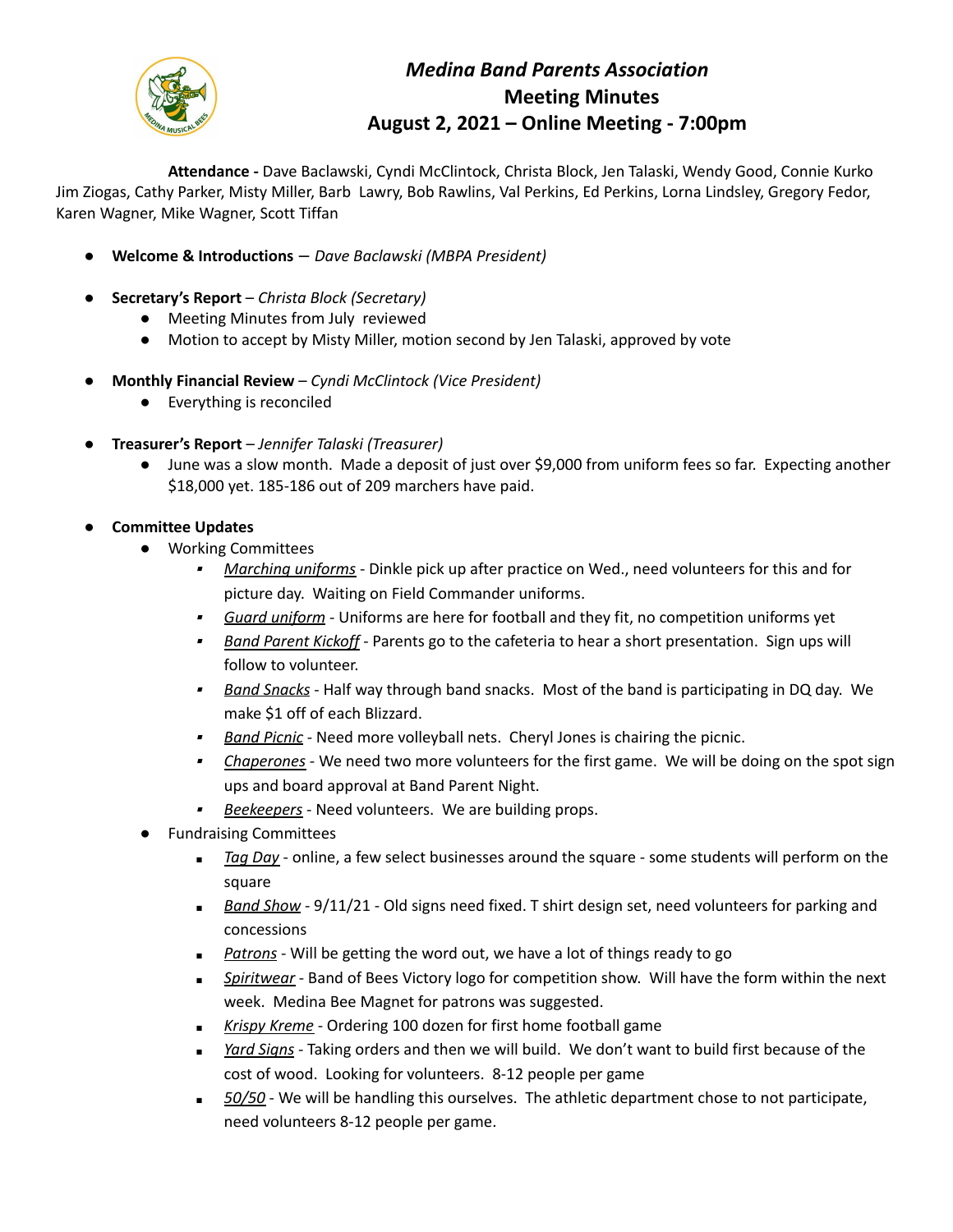# *Medina Band Parents Association*

## Meeting Minutes

## August 2, 2021 – Online Meeting - 7:00pm

**Attendance -** Dave Baclawski, Cyndi McClintock, Christa Block, Jen Talaski, Wendy Good, Connie Kurko Jim Ziogas, Cathy Parker, Misty Miller, Barb Lawry, Bob Rawlins, Val Perkins, Ed Perkins, Lorna Lindsley, Gregory Fedor, Karen Wagner, Mike Wagner, Scott Tiffan

- **Welcome & Introductions** — *Dave Baclawski (MBPA President)*
- **Secretary's Report** – *Christa Block (Secretary)*
    - Meeting Minutes from July reviewed
    - Motion to accept by Misty Miller, motion second by Jen Talaski, approved by vote
- **Monthly Financial Review** – *Cyndi McClintock (Vice President)*
    - Everything is reconciled
- **Treasurer's Report** – *Jennifer Talaski (Treasurer)*
    - June was a slow month. Made a deposit of just over $9,000 from uniform fees so far. Expecting another $18,000 yet. 185-186 out of 209 marchers have paid.
- **Committee Updates**
    - Working Committees
        - *Marching uniforms* - Dinkle pick up after practice on Wed., need volunteers for this and for picture day. Waiting on Field Commander uniforms.
        - *Guard uniform* - Uniforms are here for football and they fit, no competition uniforms yet
        - *Band Parent Kickoff* - Parents go to the cafeteria to hear a short presentation. Sign ups will follow to volunteer.
        - *Band Snacks* - Half way through band snacks. Most of the band is participating in DQ day. We make $1 off of each Blizzard.
        - *Band Picnic* - Need more volleyball nets. Cheryl Jones is chairing the picnic.
        - *Chaperones* - We need two more volunteers for the first game. We will be doing on the spot sign ups and board approval at Band Parent Night.
        - *Beekeepers* - Need volunteers. We are building props.
    - Fundraising Committees
        - *Tag Day* - online, a few select businesses around the square - some students will perform on the square
        - *Band Show* - 9/11/21 - Old signs need fixed. T shirt design set, need volunteers for parking and concessions
        - *Patrons* - Will be getting the word out, we have a lot of things ready to go
        - *Spiritwear* - Band of Bees Victory logo for competition show. Will have the form within the next week. Medina Bee Magnet for patrons was suggested.
        - *Krispy Kreme* - Ordering 100 dozen for first home football game
        - *Yard Signs* - Taking orders and then we will build. We don't want to build first because of the cost of wood. Looking for volunteers. 8-12 people per game
        - *50/50* - We will be handling this ourselves. The athletic department chose to not participate, need volunteers 8-12 people per game.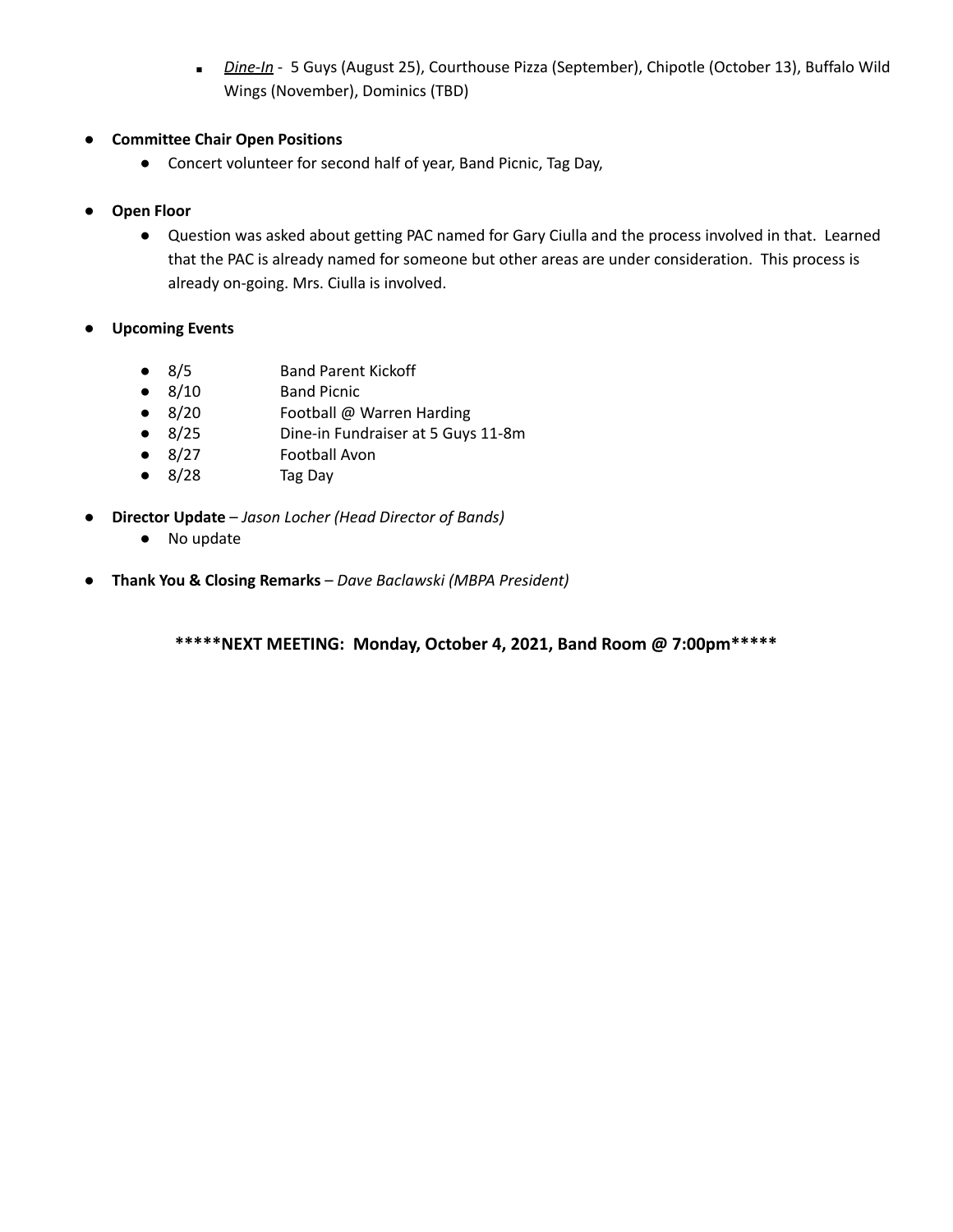- *Dine-In* - 5 Guys (August 25), Courthouse Pizza (September), Chipotle (October 13), Buffalo Wild Wings (November), Dominics (TBD)

- **Committee Chair Open Positions**
  - Concert volunteer for second half of year, Band Picnic, Tag Day,

- **Open Floor**
  - Question was asked about getting PAC named for Gary Ciulla and the process involved in that. Learned that the PAC is already named for someone but other areas are under consideration. This process is already on-going. Mrs. Ciulla is involved.

- **Upcoming Events**
  - 8/5 Band Parent Kickoff
  - 8/10 Band Picnic
  - 8/20 Football @ Warren Harding
  - 8/25 Dine-in Fundraiser at 5 Guys 11-8m
  - 8/27 Football Avon
  - 8/28 Tag Day

- **Director Update** – *Jason Locher (Head Director of Bands)*
  - No update

- **Thank You & Closing Remarks** – *Dave Baclawski (MBPA President)*

**\*\*\*\*\*NEXT MEETING: Monday, October 4, 2021, Band Room @ 7:00pm\*\*\*\*\***